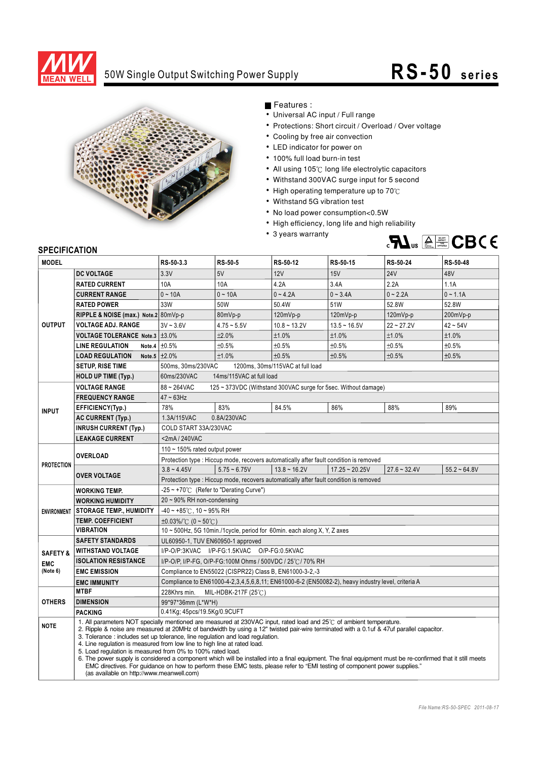# 50W Single Output Switching Power Supply

# RS-50 series

■ Features :

- Universal AC input / Full range
- Protections: Short circuit / Overload / Over voltage
- Cooling by free air convection
- LED indicator for power on
- 100% full load burn-in test
- All using 105℃ long life electrolytic capacitors
- Withstand 300VAC surge input for 5 second
- High operating temperature up to 70℃
- Withstand 5G vibration test
- No load power consumption<0.5W
- High efficiency, long life and high reliability
- 3 years warranty

## SPECIFICATION

| MODEL | | RS-50-3.3 | RS-50-5 | RS-50-12 | RS-50-15 | RS-50-24 | RS-50-48 |
|---|---|---|---|---|---|---|---|
| OUTPUT | DC VOLTAGE | 3.3V | 5V | 12V | 15V | 24V | 48V |
| | RATED CURRENT | 10A | 10A | 4.2A | 3.4A | 2.2A | 1.1A |
| | CURRENT RANGE | 0 ~ 10A | 0 ~ 10A | 0 ~ 4.2A | 0 ~ 3.4A | 0 ~ 2.2A | 0 ~ 1.1A |
| | RATED POWER | 33W | 50W | 50.4W | 51W | 52.8W | 52.8W |
| | RIPPLE & NOISE (max.) Note.2 | 80mVp-p | 80mVp-p | 120mVp-p | 120mVp-p | 120mVp-p | 200mVp-p |
| | VOLTAGE ADJ. RANGE | 3V ~ 3.6V | 4.75 ~ 5.5V | 10.8 ~ 13.2V | 13.5 ~ 16.5V | 22 ~ 27.2V | 42 ~ 54V |
| | VOLTAGE TOLERANCE Note.3 | ±3.0% | ±2.0% | ±1.0% | ±1.0% | ±1.0% | ±1.0% |
| | LINE REGULATION Note.4 | ±0.5% | ±0.5% | ±0.5% | ±0.5% | ±0.5% | ±0.5% |
| | LOAD REGULATION Note.5 | ±2.0% | ±1.0% | ±0.5% | ±0.5% | ±0.5% | ±0.5% |
| | SETUP, RISE TIME | 500ms, 30ms/230VAC 1200ms, 30ms/115VAC at full load | | | | | |
| | HOLD UP TIME (Typ.) | 60ms/230VAC 14ms/115VAC at full load | | | | | |
| INPUT | VOLTAGE RANGE | 88 ~ 264VAC 125 ~ 373VDC (Withstand 300VAC surge for 5sec. Without damage) | | | | | |
| | FREQUENCY RANGE | 47 ~ 63Hz | | | | | |
| | EFFICIENCY(Typ.) | 78% | 83% | 84.5% | 86% | 88% | 89% |
| | AC CURRENT (Typ.) | 1.3A/115VAC 0.8A/230VAC | | | | | |
| | INRUSH CURRENT (Typ.) | COLD START 33A/230VAC | | | | | |
| | LEAKAGE CURRENT | <2mA / 240VAC | | | | | |
| PROTECTION | OVERLOAD | 110 ~ 150% rated output power | | | | | |
| | | Protection type : Hiccup mode, recovers automatically after fault condition is removed | | | | | |
| | OVER VOLTAGE | 3.8 ~ 4.45V | 5.75 ~ 6.75V | 13.8 ~ 16.2V | 17.25 ~ 20.25V | 27.6 ~ 32.4V | 55.2 ~ 64.8V |
| | | Protection type : Hiccup mode, recovers automatically after fault condition is removed | | | | | |
| ENVIRONMENT | WORKING TEMP. | -25 ~ +70℃ (Refer to "Derating Curve") | | | | | |
| | WORKING HUMIDITY | 20 ~ 90% RH non-condensing | | | | | |
| | STORAGE TEMP., HUMIDITY | -40 ~ +85℃, 10 ~ 95% RH | | | | | |
| | TEMP. COEFFICIENT | ±0.03%/℃ (0 ~ 50℃) | | | | | |
| | VIBRATION | 10 ~ 500Hz, 5G 10min./1cycle, period for 60min. each along X, Y, Z axes | | | | | |
| SAFETY & EMC (Note 6) | SAFETY STANDARDS | UL60950-1, TUV EN60950-1 approved | | | | | |
| | WITHSTAND VOLTAGE | I/P-O/P:3KVAC I/P-FG:1.5KVAC O/P-FG:0.5KVAC | | | | | |
| | ISOLATION RESISTANCE | I/P-O/P, I/P-FG, O/P-FG:100M Ohms / 500VDC / 25℃/ 70% RH | | | | | |
| | EMC EMISSION | Compliance to EN55022 (CISPR22) Class B, EN61000-3-2,-3 | | | | | |
| | EMC IMMUNITY | Compliance to EN61000-4-2,3,4,5,6,8,11; EN61000-6-2 (EN50082-2), heavy industry level, criteria A | | | | | |
| OTHERS | MTBF | 228Khrs min. MIL-HDBK-217F (25℃) | | | | | |
| | DIMENSION | 99*97*36mm (L*W*H) | | | | | |
| | PACKING | 0.41Kg; 45pcs/19.5Kg/0.9CUFT | | | | | |

**NOTE**

1. All parameters NOT specially mentioned are measured at 230VAC input, rated load and 25℃ of ambient temperature.
2. Ripple & noise are measured at 20MHz of bandwidth by using a 12" twisted pair-wire terminated with a 0.1uf & 47uf parallel capacitor.
3. Tolerance : includes set up tolerance, line regulation and load regulation.
4. Line regulation is measured from low line to high line at rated load.
5. Load regulation is measured from 0% to 100% rated load.
6. The power supply is considered a component which will be installed into a final equipment. The final equipment must be re-confirmed that it still meets EMC directives. For guidance on how to perform these EMC tests, please refer to "EMI testing of component power supplies." (as available on http://www.meanwell.com)

File Name:RS-50-SPEC 2011-08-17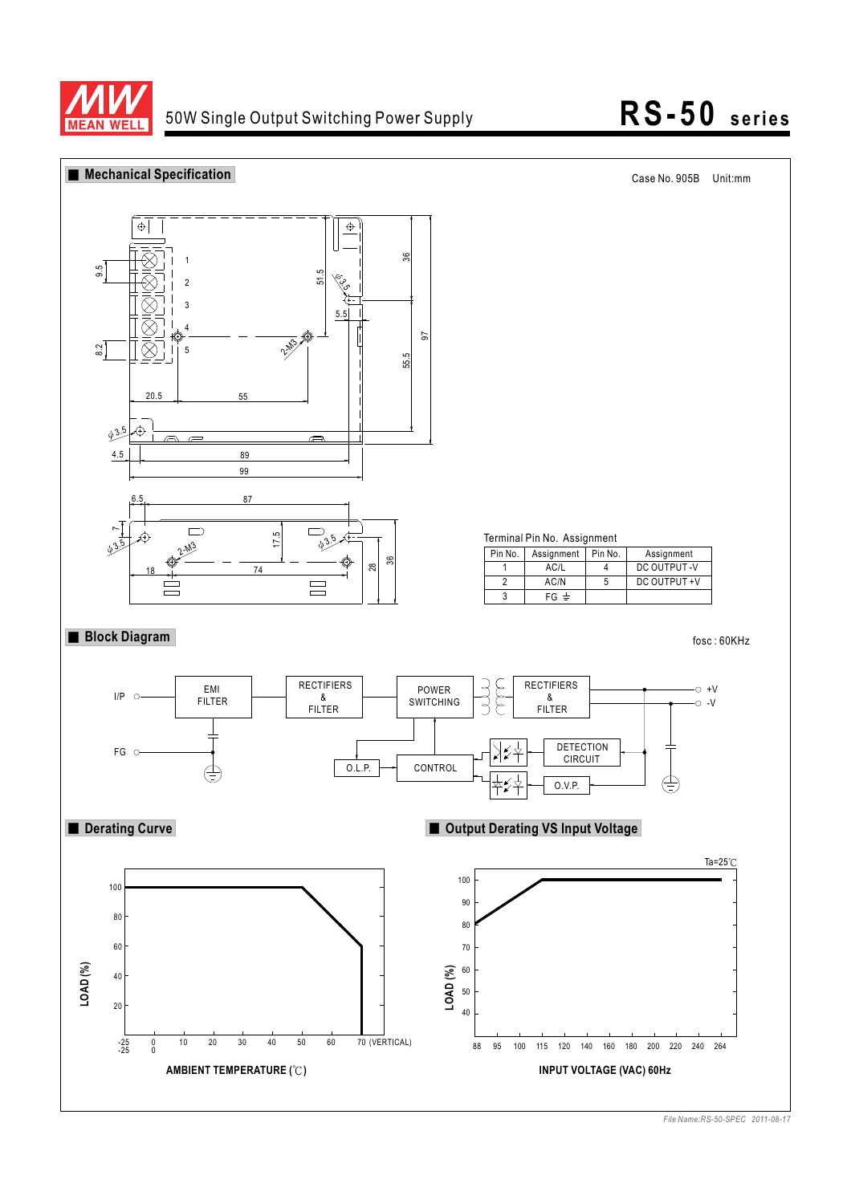50W Single Output Switching Power Supply

# RS-50 series

## Mechanical Specification

Case No. 905B Unit:mm

9.5
8.2
1
2
3
4
5
51.5
φ3.5
5.5
2-M3
36
97
55.5
20.5
55
φ3.5
4.5
89
99

6.5
87
7
φ3.5
2-M3
17.5
φ3.5
18
74
28
36

Terminal Pin No. Assignment

| Pin No. | Assignment | Pin No. | Assignment |
|---|---|---|---|
| 1 | AC/L | 4 | DC OUTPUT -V |
| 2 | AC/N | 5 | DC OUTPUT +V |
| 3 | FG ⏚ | | |

## Block Diagram

fosc : 60KHz

I/P
FG
EMI FILTER
RECTIFIERS & FILTER
POWER SWITCHING
RECTIFIERS & FILTER
+V
-V
O.L.P.
CONTROL
DETECTION CIRCUIT
O.V.P.

## Derating Curve

LOAD (%)
100
80
60
40
20
-25 -25
0 0
10
20
30
40
50
60
70 (VERTICAL)
AMBIENT TEMPERATURE (℃)

## Output Derating VS Input Voltage

Ta=25℃

LOAD (%)
100
90
80
70
60
50
40
88
95
100
115
120
140
160
180
200
220
240
264
INPUT VOLTAGE (VAC) 60Hz

*File Name:RS-50-SPEC 2011-08-17*